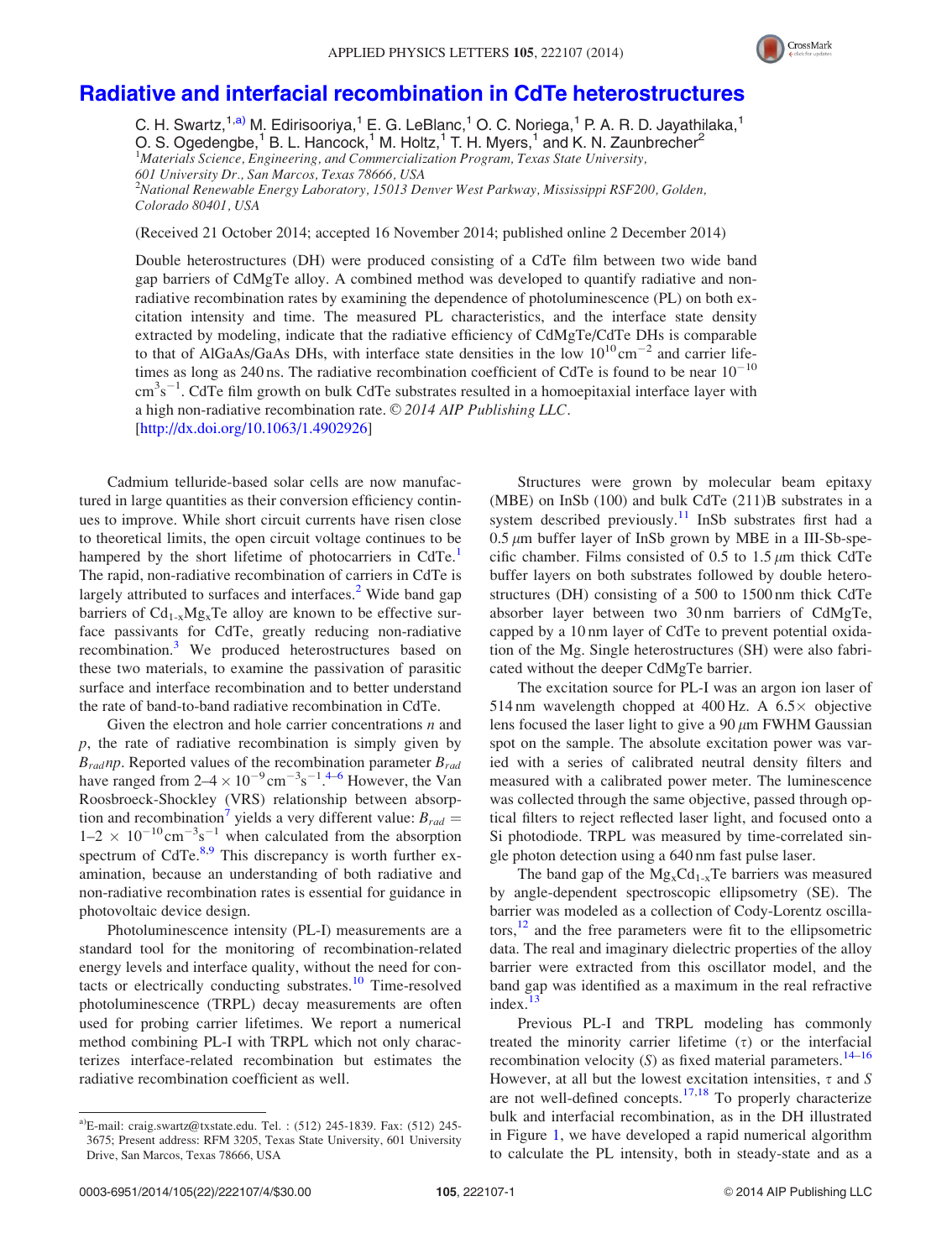# Radiative and interfacial recombination in CdTe heterostructures

C. H. Swartz,[1,a)] M. Edirisooriya,[1] E. G. LeBlanc,[1] O. C. Noriega,[1] P. A. R. D. Jayathilaka,[1] O. S. Ogedengbe,[1] B. L. Hancock,[1] M. Holtz,[1] T. H. Myers,[1] and K. N. Zaunbrecher[2]

[1]*Materials Science, Engineering, and Commercialization Program, Texas State University, 601 University Dr., San Marcos, Texas 78666, USA*

[2]*National Renewable Energy Laboratory, 15013 Denver West Parkway, Mississippi RSF200, Golden, Colorado 80401, USA*

(Received 21 October 2014; accepted 16 November 2014; published online 2 December 2014)

Double heterostructures (DH) were produced consisting of a CdTe film between two wide band gap barriers of CdMgTe alloy. A combined method was developed to quantify radiative and non-radiative recombination rates by examining the dependence of photoluminescence (PL) on both excitation intensity and time. The measured PL characteristics, and the interface state density extracted by modeling, indicate that the radiative efficiency of CdMgTe/CdTe DHs is comparable to that of AlGaAs/GaAs DHs, with interface state densities in the low $10^{10}\,\text{cm}^{-2}$ and carrier lifetimes as long as 240 ns. The radiative recombination coefficient of CdTe is found to be near $10^{-10}\,\text{cm}^3\text{s}^{-1}$. CdTe film growth on bulk CdTe substrates resulted in a homoepitaxial interface layer with a high non-radiative recombination rate. © *2014 AIP Publishing LLC*. [http://dx.doi.org/10.1063/1.4902926]

Cadmium telluride-based solar cells are now manufactured in large quantities as their conversion efficiency continues to improve. While short circuit currents have risen close to theoretical limits, the open circuit voltage continues to be hampered by the short lifetime of photocarriers in CdTe.[1] The rapid, non-radiative recombination of carriers in CdTe is largely attributed to surfaces and interfaces.[2] Wide band gap barriers of $Cd_{1-x}Mg_xTe$ alloy are known to be effective surface passivants for CdTe, greatly reducing non-radiative recombination.[3] We produced heterostructures based on these two materials, to examine the passivation of parasitic surface and interface recombination and to better understand the rate of band-to-band radiative recombination in CdTe.

Given the electron and hole carrier concentrations $n$ and $p$, the rate of radiative recombination is simply given by $B_{rad}np$. Reported values of the recombination parameter $B_{rad}$ have ranged from $2\text{–}4 \times 10^{-9}\,\text{cm}^{-3}\text{s}^{-1}$.[4–6] However, the Van Roosbroeck-Shockley (VRS) relationship between absorption and recombination[7] yields a very different value: $B_{rad} = 1\text{–}2 \times 10^{-10}\,\text{cm}^{-3}\text{s}^{-1}$ when calculated from the absorption spectrum of CdTe.[8,9] This discrepancy is worth further examination, because an understanding of both radiative and non-radiative recombination rates is essential for guidance in photovoltaic device design.

Photoluminescence intensity (PL-I) measurements are a standard tool for the monitoring of recombination-related energy levels and interface quality, without the need for contacts or electrically conducting substrates.[10] Time-resolved photoluminescence (TRPL) decay measurements are often used for probing carrier lifetimes. We report a numerical method combining PL-I with TRPL which not only characterizes interface-related recombination but estimates the radiative recombination coefficient as well.

Structures were grown by molecular beam epitaxy (MBE) on InSb (100) and bulk CdTe (211)B substrates in a system described previously.[11] InSb substrates first had a 0.5 $\mu$m buffer layer of InSb grown by MBE in a III-Sb-specific chamber. Films consisted of 0.5 to 1.5 $\mu$m thick CdTe buffer layers on both substrates followed by double heterostructures (DH) consisting of a 500 to 1500 nm thick CdTe absorber layer between two 30 nm barriers of CdMgTe, capped by a 10 nm layer of CdTe to prevent potential oxidation of the Mg. Single heterostructures (SH) were also fabricated without the deeper CdMgTe barrier.

The excitation source for PL-I was an argon ion laser of 514 nm wavelength chopped at 400 Hz. A 6.5× objective lens focused the laser light to give a 90 $\mu$m FWHM Gaussian spot on the sample. The absolute excitation power was varied with a series of calibrated neutral density filters and measured with a calibrated power meter. The luminescence was collected through the same objective, passed through optical filters to reject reflected laser light, and focused onto a Si photodiode. TRPL was measured by time-correlated single photon detection using a 640 nm fast pulse laser.

The band gap of the $Mg_xCd_{1-x}Te$ barriers was measured by angle-dependent spectroscopic ellipsometry (SE). The barrier was modeled as a collection of Cody-Lorentz oscillators,[12] and the free parameters were fit to the ellipsometric data. The real and imaginary dielectric properties of the alloy barrier were extracted from this oscillator model, and the band gap was identified as a maximum in the real refractive index.[13]

Previous PL-I and TRPL modeling has commonly treated the minority carrier lifetime ($\tau$) or the interfacial recombination velocity ($S$) as fixed material parameters.[14–16] However, at all but the lowest excitation intensities, $\tau$ and $S$ are not well-defined concepts.[17,18] To properly characterize bulk and interfacial recombination, as in the DH illustrated in Figure 1, we have developed a rapid numerical algorithm to calculate the PL intensity, both in steady-state and as a

[a)]E-mail: craig.swartz@txstate.edu. Tel. : (512) 245-1839. Fax: (512) 245-3675; Present address: RFM 3205, Texas State University, 601 University Drive, San Marcos, Texas 78666, USA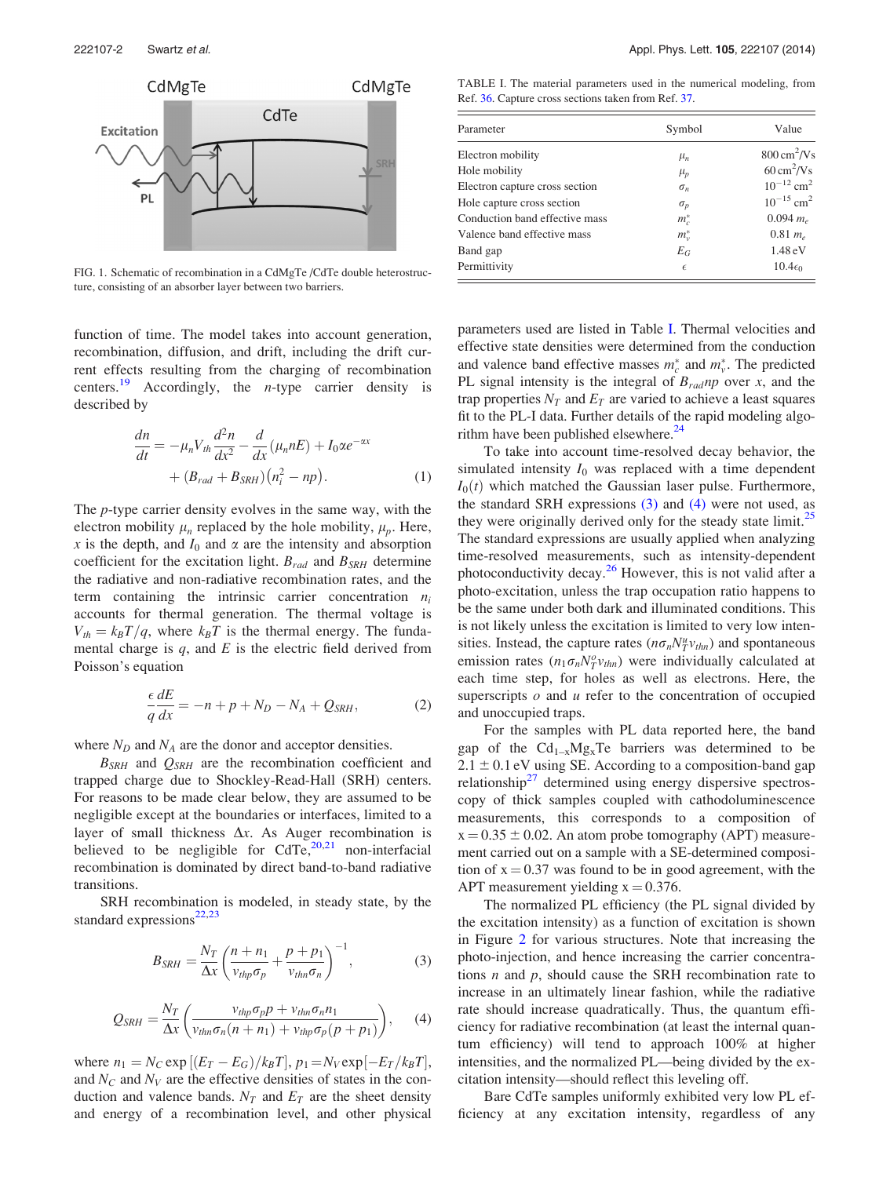FIG. 1. Schematic of recombination in a CdMgTe /CdTe double heterostructure, consisting of an absorber layer between two barriers.

TABLE I. The material parameters used in the numerical modeling, from Ref. 36. Capture cross sections taken from Ref. 37.

| Parameter | Symbol | Value |
|---|---|---|
| Electron mobility | $\mu_n$ | 800 cm$^2$/Vs |
| Hole mobility | $\mu_p$ | 60 cm$^2$/Vs |
| Electron capture cross section | $\sigma_n$ | $10^{-12}$ cm$^2$ |
| Hole capture cross section | $\sigma_p$ | $10^{-15}$ cm$^2$ |
| Conduction band effective mass | $m_c^*$ | 0.094 $m_e$ |
| Valence band effective mass | $m_v^*$ | 0.81 $m_e$ |
| Band gap | $E_G$ | 1.48 eV |
| Permittivity | $\epsilon$ | $10.4\epsilon_0$ |

function of time. The model takes into account generation, recombination, diffusion, and drift, including the drift current effects resulting from the charging of recombination centers.[19] Accordingly, the $n$-type carrier density is described by

$$\frac{dn}{dt} = -\mu_n V_{th}\frac{d^2 n}{dx^2} - \frac{d}{dx}(\mu_n nE) + I_0 \alpha e^{-\alpha x} + (B_{rad} + B_{SRH})(n_i^2 - np). \quad (1)$$

The $p$-type carrier density evolves in the same way, with the electron mobility $\mu_n$ replaced by the hole mobility, $\mu_p$. Here, $x$ is the depth, and $I_0$ and $\alpha$ are the intensity and absorption coefficient for the excitation light. $B_{rad}$ and $B_{SRH}$ determine the radiative and non-radiative recombination rates, and the term containing the intrinsic carrier concentration $n_i$ accounts for thermal generation. The thermal voltage is $V_{th} = k_B T/q$, where $k_B T$ is the thermal energy. The fundamental charge is $q$, and $E$ is the electric field derived from Poisson's equation

$$\frac{\epsilon}{q}\frac{dE}{dx} = -n + p + N_D - N_A + Q_{SRH}, \quad (2)$$

where $N_D$ and $N_A$ are the donor and acceptor densities.

$B_{SRH}$ and $Q_{SRH}$ are the recombination coefficient and trapped charge due to Shockley-Read-Hall (SRH) centers. For reasons to be made clear below, they are assumed to be negligible except at the boundaries or interfaces, limited to a layer of small thickness $\Delta x$. As Auger recombination is believed to be negligible for CdTe,[20,21] non-interfacial recombination is dominated by direct band-to-band radiative transitions.

SRH recombination is modeled, in steady state, by the standard expressions[22,23]

$$B_{SRH} = \frac{N_T}{\Delta x}\left(\frac{n + n_1}{v_{thp}\sigma_p} + \frac{p + p_1}{v_{thn}\sigma_n}\right)^{-1}, \quad (3)$$

$$Q_{SRH} = \frac{N_T}{\Delta x}\left(\frac{v_{thp}\sigma_p p + v_{thn}\sigma_n n_1}{v_{thn}\sigma_n(n + n_1) + v_{thp}\sigma_p(p + p_1)}\right), \quad (4)$$

where $n_1 = N_C \exp[(E_T - E_G)/k_B T]$, $p_1 = N_V \exp[-E_T/k_B T]$, and $N_C$ and $N_V$ are the effective densities of states in the conduction and valence bands. $N_T$ and $E_T$ are the sheet density and energy of a recombination level, and other physical parameters used are listed in Table I. Thermal velocities and effective state densities were determined from the conduction and valence band effective masses $m_c^*$ and $m_v^*$. The predicted PL signal intensity is the integral of $B_{rad}np$ over $x$, and the trap properties $N_T$ and $E_T$ are varied to achieve a least squares fit to the PL-I data. Further details of the rapid modeling algorithm have been published elsewhere.[24]

To take into account time-resolved decay behavior, the simulated intensity $I_0$ was replaced with a time dependent $I_0(t)$ which matched the Gaussian laser pulse. Furthermore, the standard SRH expressions (3) and (4) were not used, as they were originally derived only for the steady state limit.[25] The standard expressions are usually applied when analyzing time-resolved measurements, such as intensity-dependent photoconductivity decay.[26] However, this is not valid after a photo-excitation, unless the trap occupation ratio happens to be the same under both dark and illuminated conditions. This is not likely unless the excitation is limited to very low intensities. Instead, the capture rates $(n\sigma_n N_T^u v_{thn})$ and spontaneous emission rates $(n_1 \sigma_n N_T^o v_{thn})$ were individually calculated at each time step, for holes as well as electrons. Here, the superscripts $o$ and $u$ refer to the concentration of occupied and unoccupied traps.

For the samples with PL data reported here, the band gap of the $Cd_{1-x}Mg_xTe$ barriers was determined to be $2.1 \pm 0.1$ eV using SE. According to a composition-band gap relationship[27] determined using energy dispersive spectroscopy of thick samples coupled with cathodoluminescence measurements, this corresponds to a composition of $x = 0.35 \pm 0.02$. An atom probe tomography (APT) measurement carried out on a sample with a SE-determined composition of $x = 0.37$ was found to be in good agreement, with the APT measurement yielding $x = 0.376$.

The normalized PL efficiency (the PL signal divided by the excitation intensity) as a function of excitation is shown in Figure 2 for various structures. Note that increasing the photo-injection, and hence increasing the carrier concentrations $n$ and $p$, should cause the SRH recombination rate to increase in an ultimately linear fashion, while the radiative rate should increase quadratically. Thus, the quantum efficiency for radiative recombination (at least the internal quantum efficiency) will tend to approach 100% at higher intensities, and the normalized PL—being divided by the excitation intensity—should reflect this leveling off.

Bare CdTe samples uniformly exhibited very low PL efficiency at any excitation intensity, regardless of any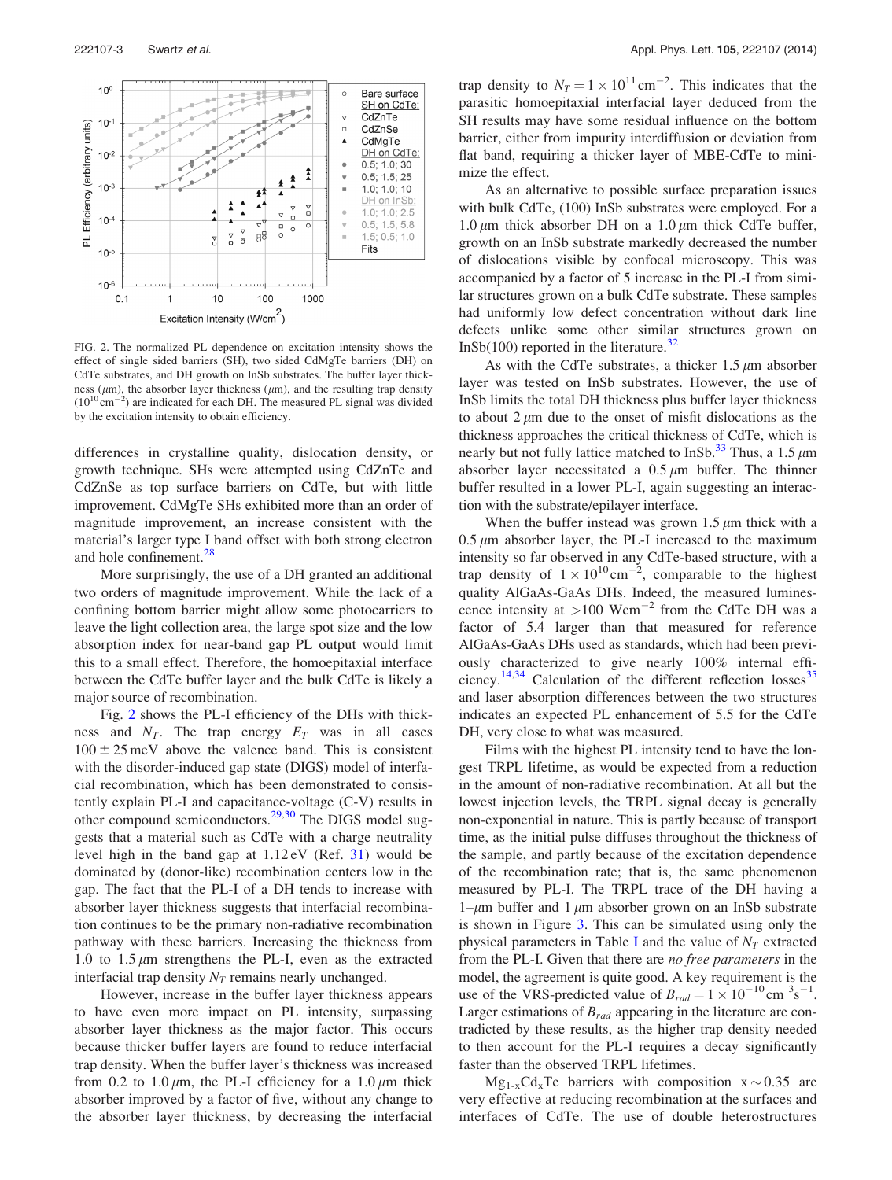FIG. 2. The normalized PL dependence on excitation intensity shows the effect of single sided barriers (SH), two sided CdMgTe barriers (DH) on CdTe substrates, and DH growth on InSb substrates. The buffer layer thickness (μm), the absorber layer thickness (μm), and the resulting trap density ($10^{10}\,\mathrm{cm}^{-2}$) are indicated for each DH. The measured PL signal was divided by the excitation intensity to obtain efficiency.

differences in crystalline quality, dislocation density, or growth technique. SHs were attempted using CdZnTe and CdZnSe as top surface barriers on CdTe, but with little improvement. CdMgTe SHs exhibited more than an order of magnitude improvement, an increase consistent with the material's larger type I band offset with both strong electron and hole confinement.[28]

More surprisingly, the use of a DH granted an additional two orders of magnitude improvement. While the lack of a confining bottom barrier might allow some photocarriers to leave the light collection area, the large spot size and the low absorption index for near-band gap PL output would limit this to a small effect. Therefore, the homoepitaxial interface between the CdTe buffer layer and the bulk CdTe is likely a major source of recombination.

Fig. 2 shows the PL-I efficiency of the DHs with thickness and $N_T$. The trap energy $E_T$ was in all cases $100 \pm 25$ meV above the valence band. This is consistent with the disorder-induced gap state (DIGS) model of interfacial recombination, which has been demonstrated to consistently explain PL-I and capacitance-voltage (C-V) results in other compound semiconductors.[29,30] The DIGS model suggests that a material such as CdTe with a charge neutrality level high in the band gap at 1.12 eV (Ref. 31) would be dominated by (donor-like) recombination centers low in the gap. The fact that the PL-I of a DH tends to increase with absorber layer thickness suggests that interfacial recombination continues to be the primary non-radiative recombination pathway with these barriers. Increasing the thickness from 1.0 to 1.5 μm strengthens the PL-I, even as the extracted interfacial trap density $N_T$ remains nearly unchanged.

However, increase in the buffer layer thickness appears to have even more impact on PL intensity, surpassing absorber layer thickness as the major factor. This occurs because thicker buffer layers are found to reduce interfacial trap density. When the buffer layer's thickness was increased from 0.2 to 1.0 μm, the PL-I efficiency for a 1.0 μm thick absorber improved by a factor of five, without any change to the absorber layer thickness, by decreasing the interfacial trap density to $N_T = 1 \times 10^{11}\,\mathrm{cm}^{-2}$. This indicates that the parasitic homoepitaxial interfacial layer deduced from the SH results may have some residual influence on the bottom barrier, either from impurity interdiffusion or deviation from flat band, requiring a thicker layer of MBE-CdTe to minimize the effect.

As an alternative to possible surface preparation issues with bulk CdTe, (100) InSb substrates were employed. For a 1.0 μm thick absorber DH on a 1.0 μm thick CdTe buffer, growth on an InSb substrate markedly decreased the number of dislocations visible by confocal microscopy. This was accompanied by a factor of 5 increase in the PL-I from similar structures grown on a bulk CdTe substrate. These samples had uniformly low defect concentration without dark line defects unlike some other similar structures grown on InSb(100) reported in the literature.[32]

As with the CdTe substrates, a thicker 1.5 μm absorber layer was tested on InSb substrates. However, the use of InSb limits the total DH thickness plus buffer layer thickness to about 2 μm due to the onset of misfit dislocations as the thickness approaches the critical thickness of CdTe, which is nearly but not fully lattice matched to InSb.[33] Thus, a 1.5 μm absorber layer necessitated a 0.5 μm buffer. The thinner buffer resulted in a lower PL-I, again suggesting an interaction with the substrate/epilayer interface.

When the buffer instead was grown 1.5 μm thick with a 0.5 μm absorber layer, the PL-I increased to the maximum intensity so far observed in any CdTe-based structure, with a trap density of $1 \times 10^{10}\,\mathrm{cm}^{-2}$, comparable to the highest quality AlGaAs-GaAs DHs. Indeed, the measured luminescence intensity at $>100\,\mathrm{Wcm}^{-2}$ from the CdTe DH was a factor of 5.4 larger than that measured for reference AlGaAs-GaAs DHs used as standards, which had been previously characterized to give nearly 100% internal efficiency.[14,34] Calculation of the different reflection losses[35] and laser absorption differences between the two structures indicates an expected PL enhancement of 5.5 for the CdTe DH, very close to what was measured.

Films with the highest PL intensity tend to have the longest TRPL lifetime, as would be expected from a reduction in the amount of non-radiative recombination. At all but the lowest injection levels, the TRPL signal decay is generally non-exponential in nature. This is partly because of transport time, as the initial pulse diffuses throughout the thickness of the sample, and partly because of the excitation dependence of the recombination rate; that is, the same phenomenon measured by PL-I. The TRPL trace of the DH having a 1–μm buffer and 1 μm absorber grown on an InSb substrate is shown in Figure 3. This can be simulated using only the physical parameters in Table I and the value of $N_T$ extracted from the PL-I. Given that there are *no free parameters* in the model, the agreement is quite good. A key requirement is the use of the VRS-predicted value of $B_{rad} = 1 \times 10^{-10}\,\mathrm{cm}^3\mathrm{s}^{-1}$. Larger estimations of $B_{rad}$ appearing in the literature are contradicted by these results, as the higher trap density needed to then account for the PL-I requires a decay significantly faster than the observed TRPL lifetimes.

$Mg_{1-x}Cd_xTe$ barriers with composition $x \sim 0.35$ are very effective at reducing recombination at the surfaces and interfaces of CdTe. The use of double heterostructures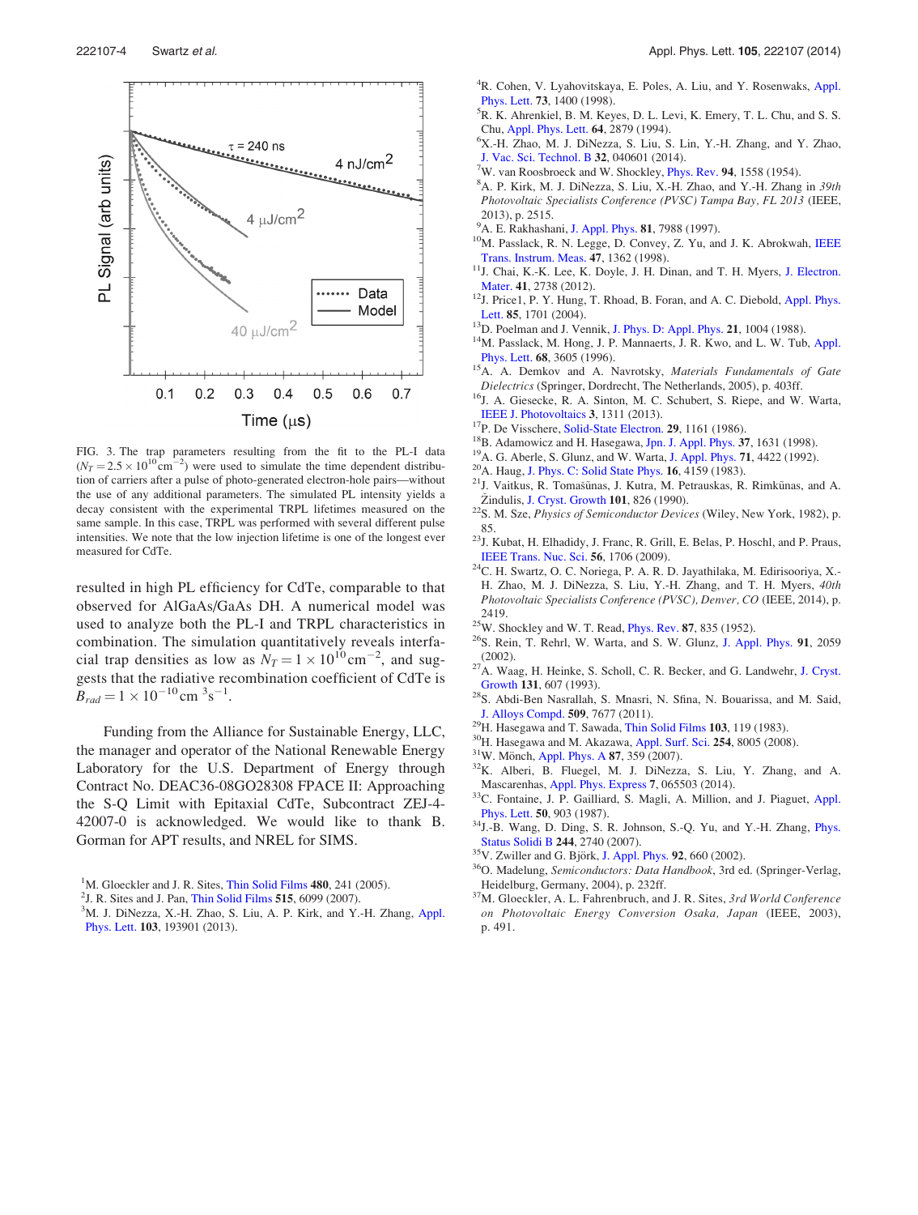PL Signal (arb units)

τ = 240 ns

4 nJ/cm²

4 μJ/cm²

40 μJ/cm²

Data

Model

0.1 0.2 0.3 0.4 0.5 0.6 0.7

Time (μs)

FIG. 3. The trap parameters resulting from the fit to the PL-I data ($N_T = 2.5 \times 10^{10}\,\text{cm}^{-2}$) were used to simulate the time dependent distribution of carriers after a pulse of photo-generated electron-hole pairs—without the use of any additional parameters. The simulated PL intensity yields a decay consistent with the experimental TRPL lifetimes measured on the same sample. In this case, TRPL was performed with several different pulse intensities. We note that the low injection lifetime is one of the longest ever measured for CdTe.

resulted in high PL efficiency for CdTe, comparable to that observed for AlGaAs/GaAs DH. A numerical model was used to analyze both the PL-I and TRPL characteristics in combination. The simulation quantitatively reveals interfacial trap densities as low as $N_T = 1 \times 10^{10}\,\text{cm}^{-2}$, and suggests that the radiative recombination coefficient of CdTe is $B_{rad} = 1 \times 10^{-10}\,\text{cm}^{3}\text{s}^{-1}$.

Funding from the Alliance for Sustainable Energy, LLC, the manager and operator of the National Renewable Energy Laboratory for the U.S. Department of Energy through Contract No. DEAC36-08GO28308 FPACE II: Approaching the S-Q Limit with Epitaxial CdTe, Subcontract ZEJ-4-42007-0 is acknowledged. We would like to thank B. Gorman for APT results, and NREL for SIMS.

[1] M. Gloeckler and J. R. Sites, Thin Solid Films **480**, 241 (2005).
[2] J. R. Sites and J. Pan, Thin Solid Films **515**, 6099 (2007).
[3] M. J. DiNezza, X.-H. Zhao, S. Liu, A. P. Kirk, and Y.-H. Zhang, Appl. Phys. Lett. **103**, 193901 (2013).
[4] R. Cohen, V. Lyahovitskaya, E. Poles, A. Liu, and Y. Rosenwaks, Appl. Phys. Lett. **73**, 1400 (1998).
[5] R. K. Ahrenkiel, B. M. Keyes, D. L. Levi, K. Emery, T. L. Chu, and S. S. Chu, Appl. Phys. Lett. **64**, 2879 (1994).
[6] X.-H. Zhao, M. J. DiNezza, S. Liu, S. Lin, Y.-H. Zhang, and Y. Zhao, J. Vac. Sci. Technol. B **32**, 040601 (2014).
[7] W. van Roosbroeck and W. Shockley, Phys. Rev. **94**, 1558 (1954).
[8] A. P. Kirk, M. J. DiNezza, S. Liu, X.-H. Zhao, and Y.-H. Zhang in *39th Photovoltaic Specialists Conference (PVSC) Tampa Bay, FL 2013* (IEEE, 2013), p. 2515.
[9] A. E. Rakhashani, J. Appl. Phys. **81**, 7988 (1997).
[10] M. Passlack, R. N. Legge, D. Convey, Z. Yu, and J. K. Abrokwah, IEEE Trans. Instrum. Meas. **47**, 1362 (1998).
[11] J. Chai, K.-K. Lee, K. Doyle, J. H. Dinan, and T. H. Myers, J. Electron. Mater. **41**, 2738 (2012).
[12] J. Price1, P. Y. Hung, T. Rhoad, B. Foran, and A. C. Diebold, Appl. Phys. Lett. **85**, 1701 (2004).
[13] D. Poelman and J. Vennik, J. Phys. D: Appl. Phys. **21**, 1004 (1988).
[14] M. Passlack, M. Hong, J. P. Mannaerts, J. R. Kwo, and L. W. Tub, Appl. Phys. Lett. **68**, 3605 (1996).
[15] A. A. Demkov and A. Navrotsky, *Materials Fundamentals of Gate Dielectrics* (Springer, Dordrecht, The Netherlands, 2005), p. 403ff.
[16] J. A. Giesecke, R. A. Sinton, M. C. Schubert, S. Riepe, and W. Warta, IEEE J. Photovoltaics **3**, 1311 (2013).
[17] P. De Visschere, Solid-State Electron. **29**, 1161 (1986).
[18] B. Adamowicz and H. Hasegawa, Jpn. J. Appl. Phys. **37**, 1631 (1998).
[19] A. G. Aberle, S. Glunz, and W. Warta, J. Appl. Phys. **71**, 4422 (1992).
[20] A. Haug, J. Phys. C: Solid State Phys. **16**, 4159 (1983).
[21] J. Vaitkus, R. Tomašiūnas, J. Kutra, M. Petrauskas, R. Rimkūnas, and A. Žindulis, J. Cryst. Growth **101**, 826 (1990).
[22] S. M. Sze, *Physics of Semiconductor Devices* (Wiley, New York, 1982), p. 85.
[23] J. Kubat, H. Elhadidy, J. Franc, R. Grill, E. Belas, P. Hoschl, and P. Praus, IEEE Trans. Nuc. Sci. **56**, 1706 (2009).
[24] C. H. Swartz, O. C. Noriega, P. A. R. D. Jayathilaka, M. Edirisooriya, X.-H. Zhao, M. J. DiNezza, S. Liu, Y.-H. Zhang, and T. H. Myers, *40th Photovoltaic Specialists Conference (PVSC), Denver, CO* (IEEE, 2014), p. 2419.
[25] W. Shockley and W. T. Read, Phys. Rev. **87**, 835 (1952).
[26] S. Rein, T. Rehrl, W. Warta, and S. W. Glunz, J. Appl. Phys. **91**, 2059 (2002).
[27] A. Waag, H. Heinke, S. Scholl, C. R. Becker, and G. Landwehr, J. Cryst. Growth **131**, 607 (1993).
[28] S. Abdi-Ben Nasrallah, S. Mnasri, N. Sfina, N. Bouarissa, and M. Said, J. Alloys Compd. **509**, 7677 (2011).
[29] H. Hasegawa and T. Sawada, Thin Solid Films **103**, 119 (1983).
[30] H. Hasegawa and M. Akazawa, Appl. Surf. Sci. **254**, 8005 (2008).
[31] W. Mönch, Appl. Phys. A **87**, 359 (2007).
[32] K. Alberi, B. Fluegel, M. J. DiNezza, S. Liu, Y. Zhang, and A. Mascarenhas, Appl. Phys. Express **7**, 065503 (2014).
[33] C. Fontaine, J. P. Gailliard, S. Magli, A. Million, and J. Piaguet, Appl. Phys. Lett. **50**, 903 (1987).
[34] J.-B. Wang, D. Ding, S. R. Johnson, S.-Q. Yu, and Y.-H. Zhang, Phys. Status Solidi B **244**, 2740 (2007).
[35] V. Zwiller and G. Björk, J. Appl. Phys. **92**, 660 (2002).
[36] O. Madelung, *Semiconductors: Data Handbook*, 3rd ed. (Springer-Verlag, Heidelburg, Germany, 2004), p. 232ff.
[37] M. Gloeckler, A. L. Fahrenbruch, and J. R. Sites, *3rd World Conference on Photovoltaic Energy Conversion Osaka, Japan* (IEEE, 2003), p. 491.